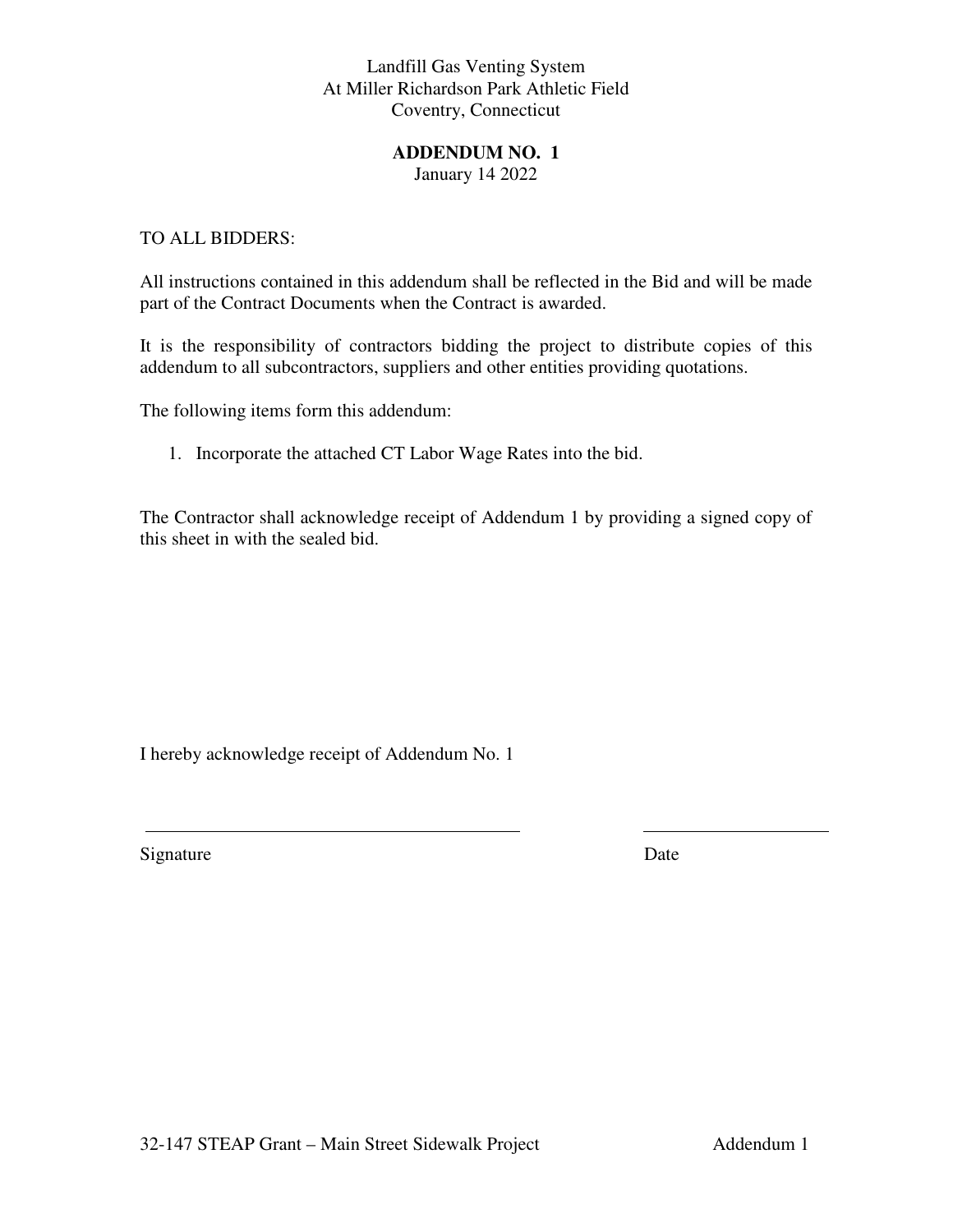Landfill Gas Venting System
At Miller Richardson Park Athletic Field
Coventry, Connecticut

**ADDENDUM NO. 1**
January 14 2022

TO ALL BIDDERS:

All instructions contained in this addendum shall be reflected in the Bid and will be made part of the Contract Documents when the Contract is awarded.

It is the responsibility of contractors bidding the project to distribute copies of this addendum to all subcontractors, suppliers and other entities providing quotations.

The following items form this addendum:

1. Incorporate the attached CT Labor Wage Rates into the bid.

The Contractor shall acknowledge receipt of Addendum 1 by providing a signed copy of this sheet in with the sealed bid.

I hereby acknowledge receipt of Addendum No. 1

\_\_\_\_\_\_\_\_\_\_\_\_\_\_\_\_\_\_\_\_\_\_\_\_\_\_\_\_\_\_\_\_\_\_\_\_\_\_\_\_ \_\_\_\_\_\_\_\_\_\_\_\_\_\_\_\_\_\_\_\_

Signature Date

32-147 STEAP Grant – Main Street Sidewalk Project Addendum 1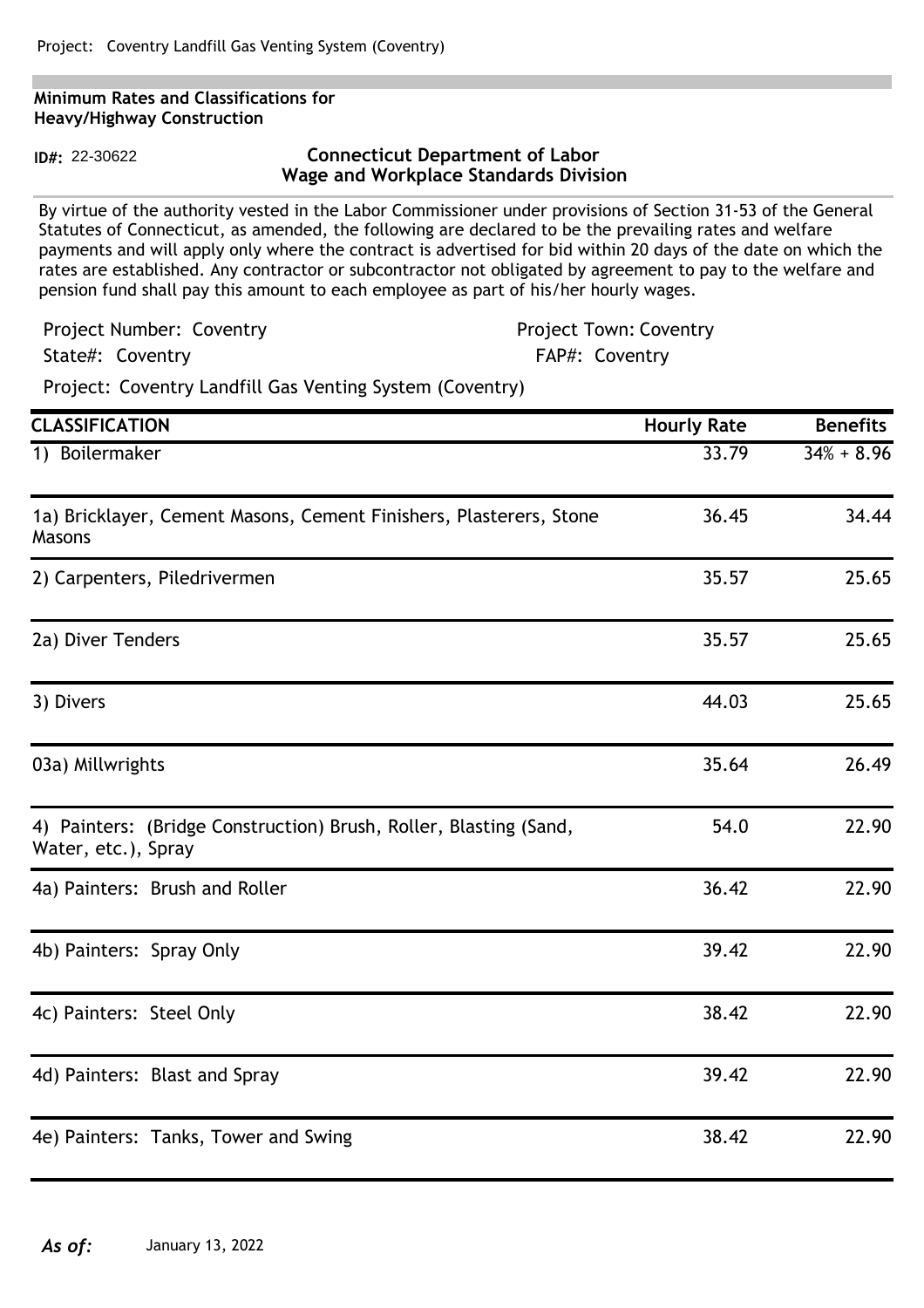Project: Coventry Landfill Gas Venting System (Coventry)

**Minimum Rates and Classifications for Heavy/Highway Construction**

**ID#:** 22-30622

**Connecticut Department of Labor**
**Wage and Workplace Standards Division**

By virtue of the authority vested in the Labor Commissioner under provisions of Section 31-53 of the General Statutes of Connecticut, as amended, the following are declared to be the prevailing rates and welfare payments and will apply only where the contract is advertised for bid within 20 days of the date on which the rates are established. Any contractor or subcontractor not obligated by agreement to pay to the welfare and pension fund shall pay this amount to each employee as part of his/her hourly wages.

Project Number: Coventry | Project Town: Coventry

State#: Coventry | FAP#: Coventry

Project: Coventry Landfill Gas Venting System (Coventry)

| CLASSIFICATION | Hourly Rate | Benefits |
|---|---|---|
| 1) Boilermaker | 33.79 | 34% + 8.96 |
| 1a) Bricklayer, Cement Masons, Cement Finishers, Plasterers, Stone Masons | 36.45 | 34.44 |
| 2) Carpenters, Piledrivermen | 35.57 | 25.65 |
| 2a) Diver Tenders | 35.57 | 25.65 |
| 3) Divers | 44.03 | 25.65 |
| 03a) Millwrights | 35.64 | 26.49 |
| 4) Painters: (Bridge Construction) Brush, Roller, Blasting (Sand, Water, etc.), Spray | 54.0 | 22.90 |
| 4a) Painters: Brush and Roller | 36.42 | 22.90 |
| 4b) Painters: Spray Only | 39.42 | 22.90 |
| 4c) Painters: Steel Only | 38.42 | 22.90 |
| 4d) Painters: Blast and Spray | 39.42 | 22.90 |
| 4e) Painters: Tanks, Tower and Swing | 38.42 | 22.90 |

*As of:* January 13, 2022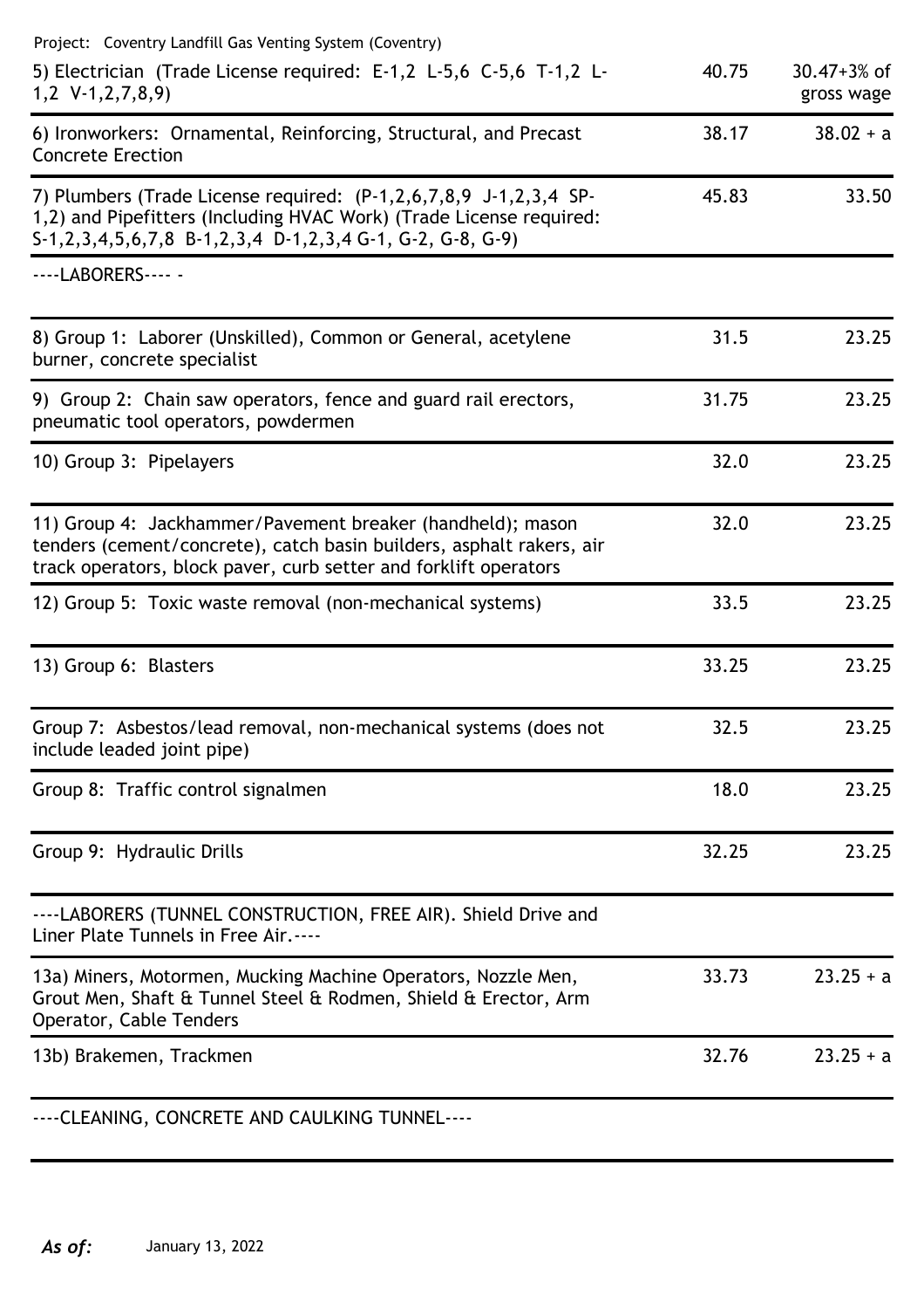Project: Coventry Landfill Gas Venting System (Coventry)

| | | |
|---|---|---|
| 5) Electrician (Trade License required: E-1,2 L-5,6 C-5,6 T-1,2 L-1,2 V-1,2,7,8,9) | 40.75 | 30.47+3% of gross wage |
| 6) Ironworkers: Ornamental, Reinforcing, Structural, and Precast Concrete Erection | 38.17 | 38.02 + a |
| 7) Plumbers (Trade License required: (P-1,2,6,7,8,9 J-1,2,3,4 SP-1,2) and Pipefitters (Including HVAC Work) (Trade License required: S-1,2,3,4,5,6,7,8 B-1,2,3,4 D-1,2,3,4 G-1, G-2, G-8, G-9) | 45.83 | 33.50 |
| ----LABORERS---- - | | |
| 8) Group 1: Laborer (Unskilled), Common or General, acetylene burner, concrete specialist | 31.5 | 23.25 |
| 9) Group 2: Chain saw operators, fence and guard rail erectors, pneumatic tool operators, powdermen | 31.75 | 23.25 |
| 10) Group 3: Pipelayers | 32.0 | 23.25 |
| 11) Group 4: Jackhammer/Pavement breaker (handheld); mason tenders (cement/concrete), catch basin builders, asphalt rakers, air track operators, block paver, curb setter and forklift operators | 32.0 | 23.25 |
| 12) Group 5: Toxic waste removal (non-mechanical systems) | 33.5 | 23.25 |
| 13) Group 6: Blasters | 33.25 | 23.25 |
| Group 7: Asbestos/lead removal, non-mechanical systems (does not include leaded joint pipe) | 32.5 | 23.25 |
| Group 8: Traffic control signalmen | 18.0 | 23.25 |
| Group 9: Hydraulic Drills | 32.25 | 23.25 |
| ----LABORERS (TUNNEL CONSTRUCTION, FREE AIR). Shield Drive and Liner Plate Tunnels in Free Air.---- | | |
| 13a) Miners, Motormen, Mucking Machine Operators, Nozzle Men, Grout Men, Shaft & Tunnel Steel & Rodmen, Shield & Erector, Arm Operator, Cable Tenders | 33.73 | 23.25 + a |
| 13b) Brakemen, Trackmen | 32.76 | 23.25 + a |
| ----CLEANING, CONCRETE AND CAULKING TUNNEL---- | | |

*As of:* January 13, 2022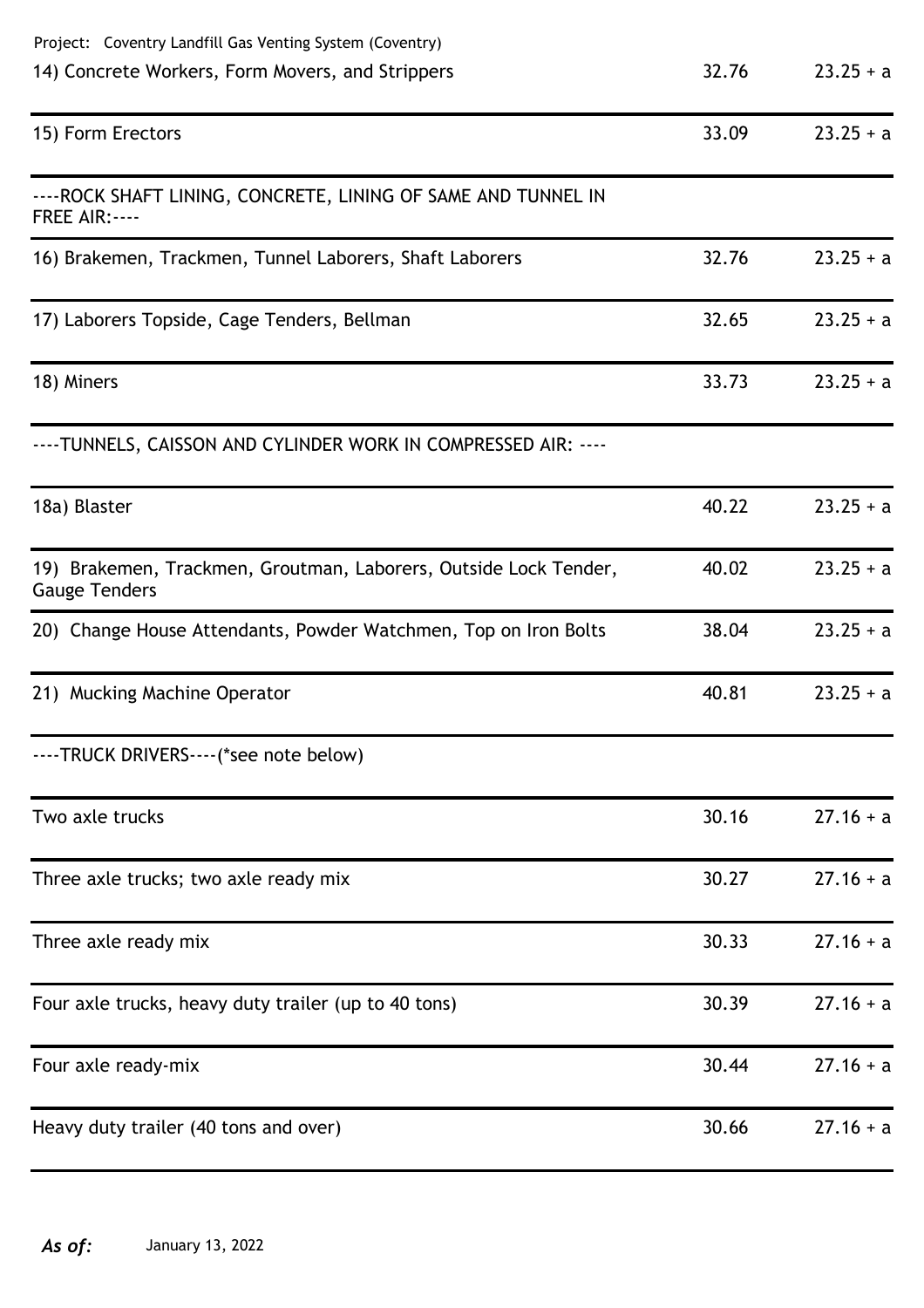Project: Coventry Landfill Gas Venting System (Coventry)

| | | |
|---|---|---|
| 14) Concrete Workers, Form Movers, and Strippers | 32.76 | 23.25 + a |
| 15) Form Erectors | 33.09 | 23.25 + a |
| ----ROCK SHAFT LINING, CONCRETE, LINING OF SAME AND TUNNEL IN FREE AIR:---- | | |
| 16) Brakemen, Trackmen, Tunnel Laborers, Shaft Laborers | 32.76 | 23.25 + a |
| 17) Laborers Topside, Cage Tenders, Bellman | 32.65 | 23.25 + a |
| 18) Miners | 33.73 | 23.25 + a |
| ----TUNNELS, CAISSON AND CYLINDER WORK IN COMPRESSED AIR: ---- | | |
| 18a) Blaster | 40.22 | 23.25 + a |
| 19) Brakemen, Trackmen, Groutman, Laborers, Outside Lock Tender, Gauge Tenders | 40.02 | 23.25 + a |
| 20) Change House Attendants, Powder Watchmen, Top on Iron Bolts | 38.04 | 23.25 + a |
| 21) Mucking Machine Operator | 40.81 | 23.25 + a |
| ----TRUCK DRIVERS----(*see note below) | | |
| Two axle trucks | 30.16 | 27.16 + a |
| Three axle trucks; two axle ready mix | 30.27 | 27.16 + a |
| Three axle ready mix | 30.33 | 27.16 + a |
| Four axle trucks, heavy duty trailer (up to 40 tons) | 30.39 | 27.16 + a |
| Four axle ready-mix | 30.44 | 27.16 + a |
| Heavy duty trailer (40 tons and over) | 30.66 | 27.16 + a |

*As of:* January 13, 2022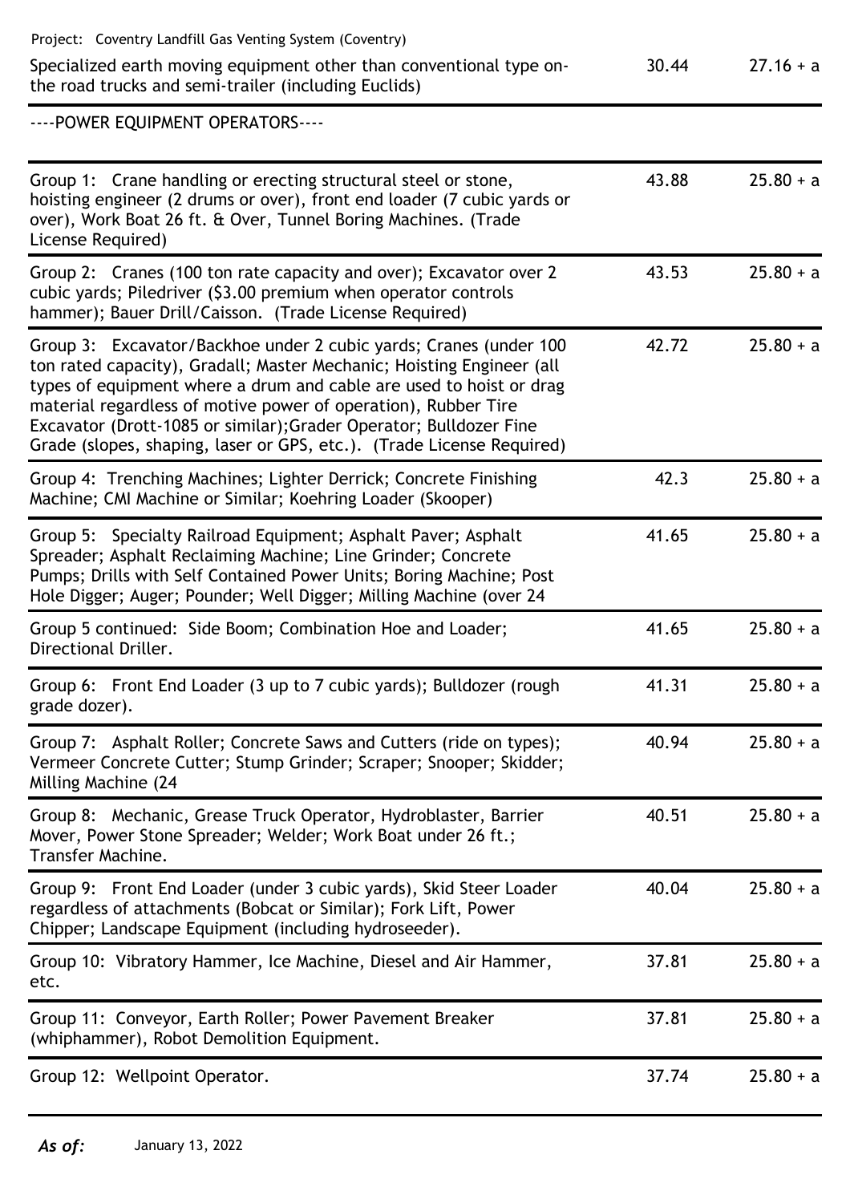Project: Coventry Landfill Gas Venting System (Coventry)

| | | |
|---|---|---|
| Specialized earth moving equipment other than conventional type on-the road trucks and semi-trailer (including Euclids) | 30.44 | 27.16 + a |

----POWER EQUIPMENT OPERATORS----

| | | |
|---|---|---|
| Group 1: Crane handling or erecting structural steel or stone, hoisting engineer (2 drums or over), front end loader (7 cubic yards or over), Work Boat 26 ft. & Over, Tunnel Boring Machines. (Trade License Required) | 43.88 | 25.80 + a |
| Group 2: Cranes (100 ton rate capacity and over); Excavator over 2 cubic yards; Piledriver ($3.00 premium when operator controls hammer); Bauer Drill/Caisson. (Trade License Required) | 43.53 | 25.80 + a |
| Group 3: Excavator/Backhoe under 2 cubic yards; Cranes (under 100 ton rated capacity), Gradall; Master Mechanic; Hoisting Engineer (all types of equipment where a drum and cable are used to hoist or drag material regardless of motive power of operation), Rubber Tire Excavator (Drott-1085 or similar);Grader Operator; Bulldozer Fine Grade (slopes, shaping, laser or GPS, etc.). (Trade License Required) | 42.72 | 25.80 + a |
| Group 4: Trenching Machines; Lighter Derrick; Concrete Finishing Machine; CMI Machine or Similar; Koehring Loader (Skooper) | 42.3 | 25.80 + a |
| Group 5: Specialty Railroad Equipment; Asphalt Paver; Asphalt Spreader; Asphalt Reclaiming Machine; Line Grinder; Concrete Pumps; Drills with Self Contained Power Units; Boring Machine; Post Hole Digger; Auger; Pounder; Well Digger; Milling Machine (over 24 | 41.65 | 25.80 + a |
| Group 5 continued: Side Boom; Combination Hoe and Loader; Directional Driller. | 41.65 | 25.80 + a |
| Group 6: Front End Loader (3 up to 7 cubic yards); Bulldozer (rough grade dozer). | 41.31 | 25.80 + a |
| Group 7: Asphalt Roller; Concrete Saws and Cutters (ride on types); Vermeer Concrete Cutter; Stump Grinder; Scraper; Snooper; Skidder; Milling Machine (24 | 40.94 | 25.80 + a |
| Group 8: Mechanic, Grease Truck Operator, Hydroblaster, Barrier Mover, Power Stone Spreader; Welder; Work Boat under 26 ft.; Transfer Machine. | 40.51 | 25.80 + a |
| Group 9: Front End Loader (under 3 cubic yards), Skid Steer Loader regardless of attachments (Bobcat or Similar); Fork Lift, Power Chipper; Landscape Equipment (including hydroseeder). | 40.04 | 25.80 + a |
| Group 10: Vibratory Hammer, Ice Machine, Diesel and Air Hammer, etc. | 37.81 | 25.80 + a |
| Group 11: Conveyor, Earth Roller; Power Pavement Breaker (whiphammer), Robot Demolition Equipment. | 37.81 | 25.80 + a |
| Group 12: Wellpoint Operator. | 37.74 | 25.80 + a |

***As of:*** January 13, 2022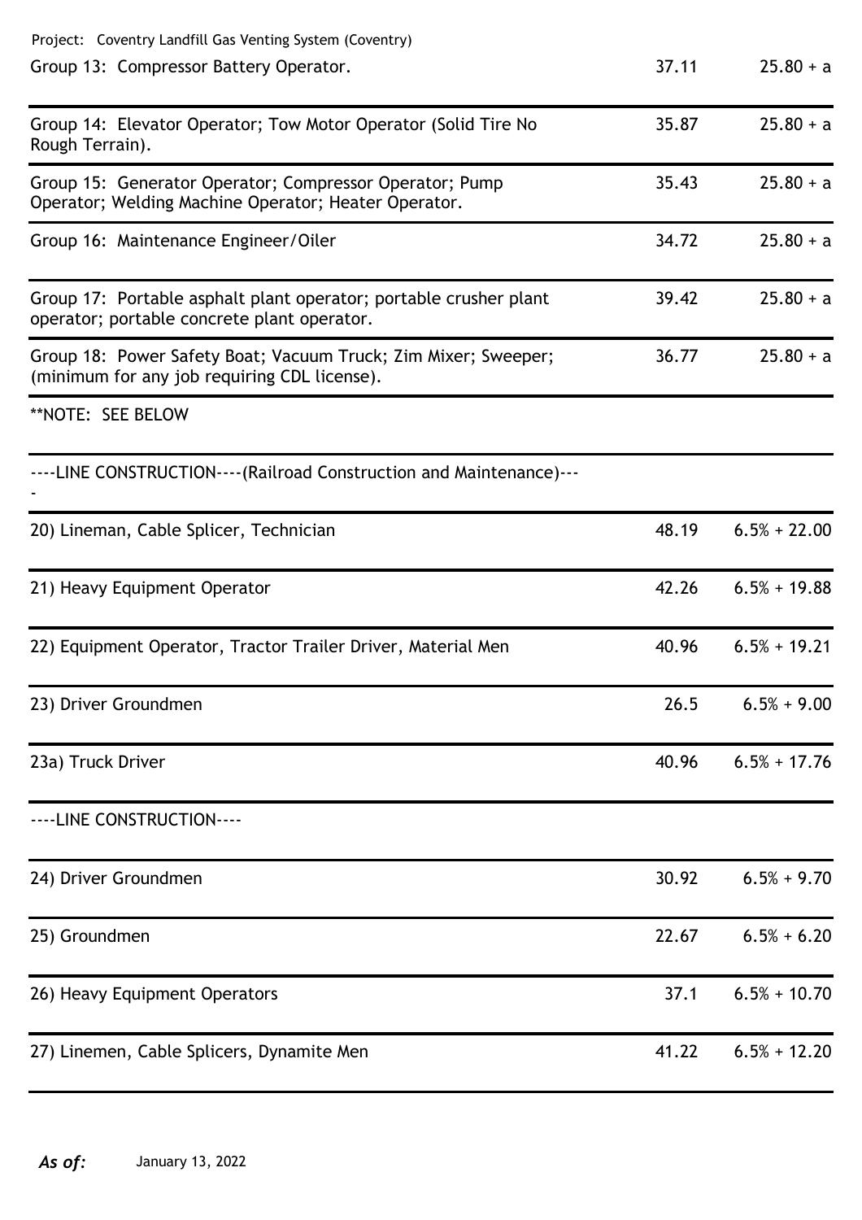Project: Coventry Landfill Gas Venting System (Coventry)

| Classification | Rate | Fringe |
| --- | --- | --- |
| Group 13: Compressor Battery Operator. | 37.11 | 25.80 + a |
| Group 14: Elevator Operator; Tow Motor Operator (Solid Tire No Rough Terrain). | 35.87 | 25.80 + a |
| Group 15: Generator Operator; Compressor Operator; Pump Operator; Welding Machine Operator; Heater Operator. | 35.43 | 25.80 + a |
| Group 16: Maintenance Engineer/Oiler | 34.72 | 25.80 + a |
| Group 17: Portable asphalt plant operator; portable crusher plant operator; portable concrete plant operator. | 39.42 | 25.80 + a |
| Group 18: Power Safety Boat; Vacuum Truck; Zim Mixer; Sweeper; (minimum for any job requiring CDL license). | 36.77 | 25.80 + a |
| **NOTE: SEE BELOW | | |
| ----LINE CONSTRUCTION----(Railroad Construction and Maintenance)---- | | |
| 20) Lineman, Cable Splicer, Technician | 48.19 | 6.5% + 22.00 |
| 21) Heavy Equipment Operator | 42.26 | 6.5% + 19.88 |
| 22) Equipment Operator, Tractor Trailer Driver, Material Men | 40.96 | 6.5% + 19.21 |
| 23) Driver Groundmen | 26.5 | 6.5% + 9.00 |
| 23a) Truck Driver | 40.96 | 6.5% + 17.76 |
| ----LINE CONSTRUCTION---- | | |
| 24) Driver Groundmen | 30.92 | 6.5% + 9.70 |
| 25) Groundmen | 22.67 | 6.5% + 6.20 |
| 26) Heavy Equipment Operators | 37.1 | 6.5% + 10.70 |
| 27) Linemen, Cable Splicers, Dynamite Men | 41.22 | 6.5% + 12.20 |

*As of:* January 13, 2022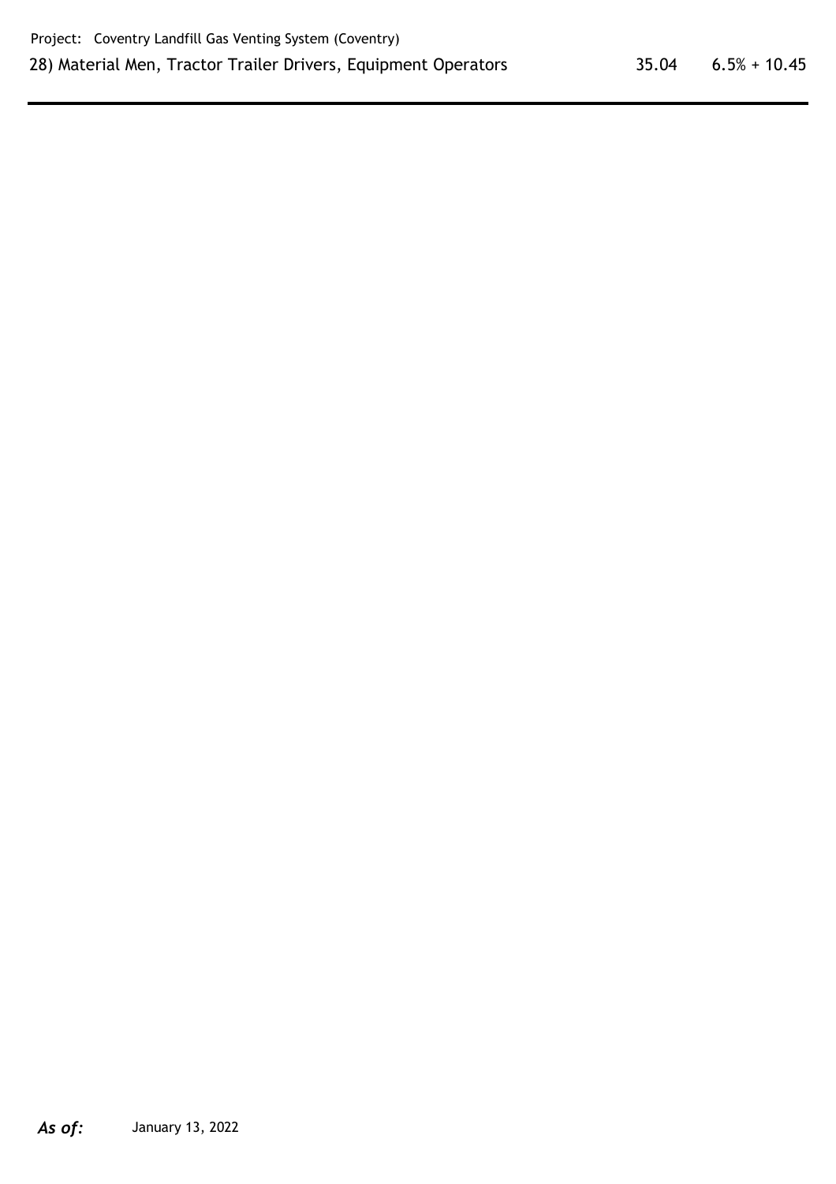Project: Coventry Landfill Gas Venting System (Coventry)

| | | |
|---|---|---|
| 28) Material Men, Tractor Trailer Drivers, Equipment Operators | 35.04 | 6.5% + 10.45 |

***As of:*** January 13, 2022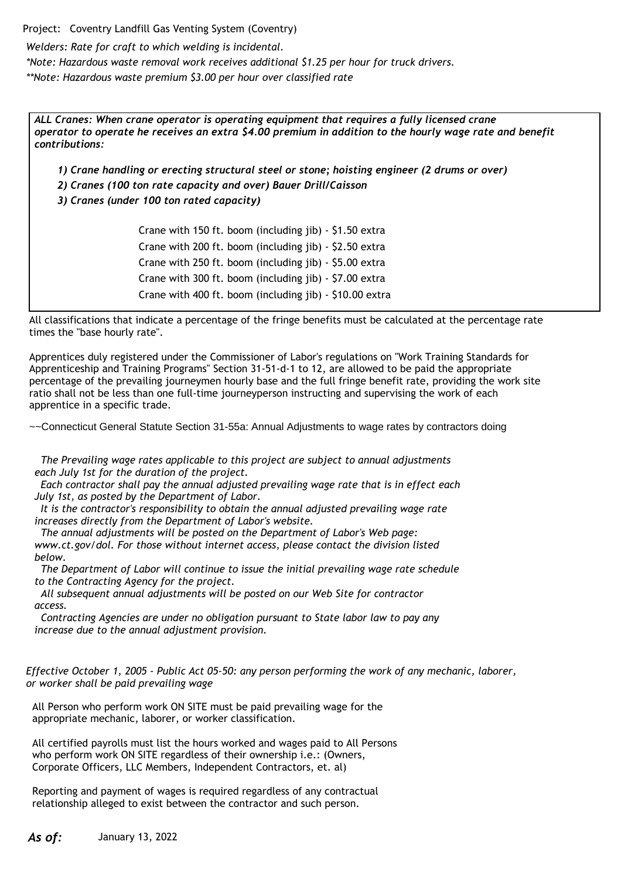Project: Coventry Landfill Gas Venting System (Coventry)

*Welders: Rate for craft to which welding is incidental.*

*\*Note: Hazardous waste removal work receives additional $1.25 per hour for truck drivers.*

*\*\*Note: Hazardous waste premium $3.00 per hour over classified rate*

***ALL Cranes: When crane operator is operating equipment that requires a fully licensed crane operator to operate he receives an extra $4.00 premium in addition to the hourly wage rate and benefit contributions:***

***1) Crane handling or erecting structural steel or stone; hoisting engineer (2 drums or over)***

***2) Cranes (100 ton rate capacity and over) Bauer Drill/Caisson***

***3) Cranes (under 100 ton rated capacity)***

Crane with 150 ft. boom (including jib) - $1.50 extra

Crane with 200 ft. boom (including jib) - $2.50 extra

Crane with 250 ft. boom (including jib) - $5.00 extra

Crane with 300 ft. boom (including jib) - $7.00 extra

Crane with 400 ft. boom (including jib) - $10.00 extra

All classifications that indicate a percentage of the fringe benefits must be calculated at the percentage rate times the "base hourly rate".

Apprentices duly registered under the Commissioner of Labor's regulations on "Work Training Standards for Apprenticeship and Training Programs" Section 31-51-d-1 to 12, are allowed to be paid the appropriate percentage of the prevailing journeymen hourly base and the full fringe benefit rate, providing the work site ratio shall not be less than one full-time journeyperson instructing and supervising the work of each apprentice in a specific trade.

~~Connecticut General Statute Section 31-55a: Annual Adjustments to wage rates by contractors doing

*The Prevailing wage rates applicable to this project are subject to annual adjustments each July 1st for the duration of the project.*

*Each contractor shall pay the annual adjusted prevailing wage rate that is in effect each July 1st, as posted by the Department of Labor.*

*It is the contractor's responsibility to obtain the annual adjusted prevailing wage rate increases directly from the Department of Labor's website.*

*The annual adjustments will be posted on the Department of Labor's Web page: www.ct.gov/dol. For those without internet access, please contact the division listed below.*

*The Department of Labor will continue to issue the initial prevailing wage rate schedule to the Contracting Agency for the project.*

*All subsequent annual adjustments will be posted on our Web Site for contractor access.*

*Contracting Agencies are under no obligation pursuant to State labor law to pay any increase due to the annual adjustment provision.*

*Effective October 1, 2005 - Public Act 05-50: any person performing the work of any mechanic, laborer, or worker shall be paid prevailing wage*

All Person who perform work ON SITE must be paid prevailing wage for the appropriate mechanic, laborer, or worker classification.

All certified payrolls must list the hours worked and wages paid to All Persons who perform work ON SITE regardless of their ownership i.e.: (Owners, Corporate Officers, LLC Members, Independent Contractors, et. al)

Reporting and payment of wages is required regardless of any contractual relationship alleged to exist between the contractor and such person.

***As of:*** January 13, 2022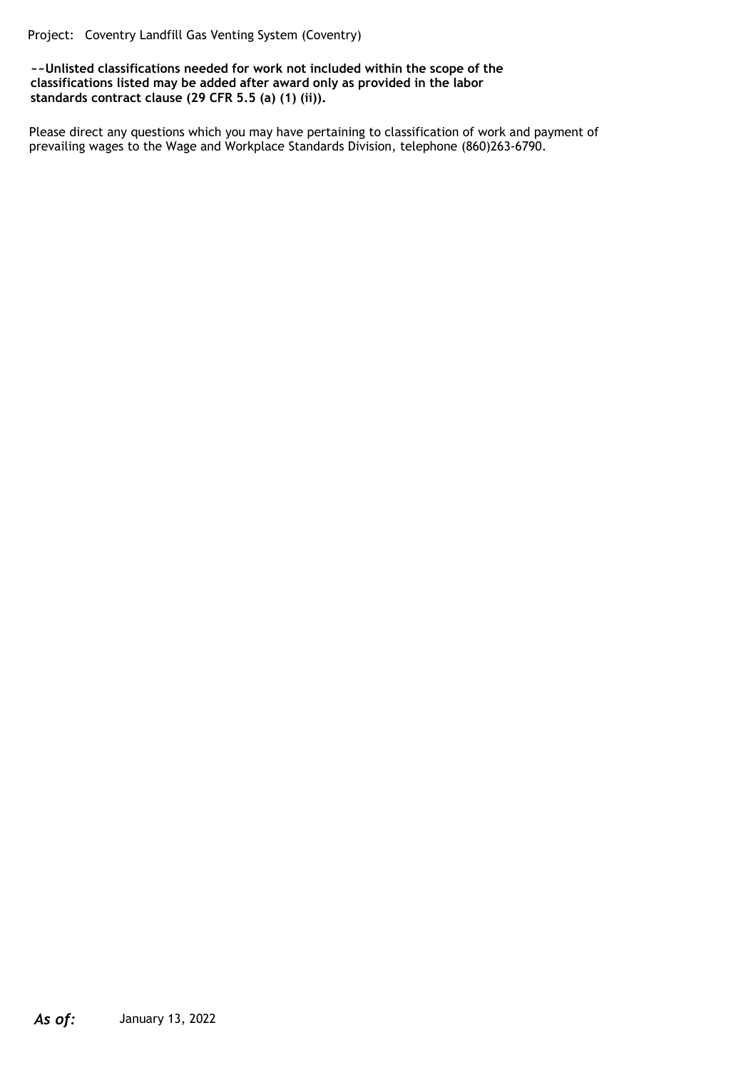Project: Coventry Landfill Gas Venting System (Coventry)

**~~Unlisted classifications needed for work not included within the scope of the classifications listed may be added after award only as provided in the labor standards contract clause (29 CFR 5.5 (a) (1) (ii)).**

Please direct any questions which you may have pertaining to classification of work and payment of prevailing wages to the Wage and Workplace Standards Division, telephone (860)263-6790.

***As of:*** January 13, 2022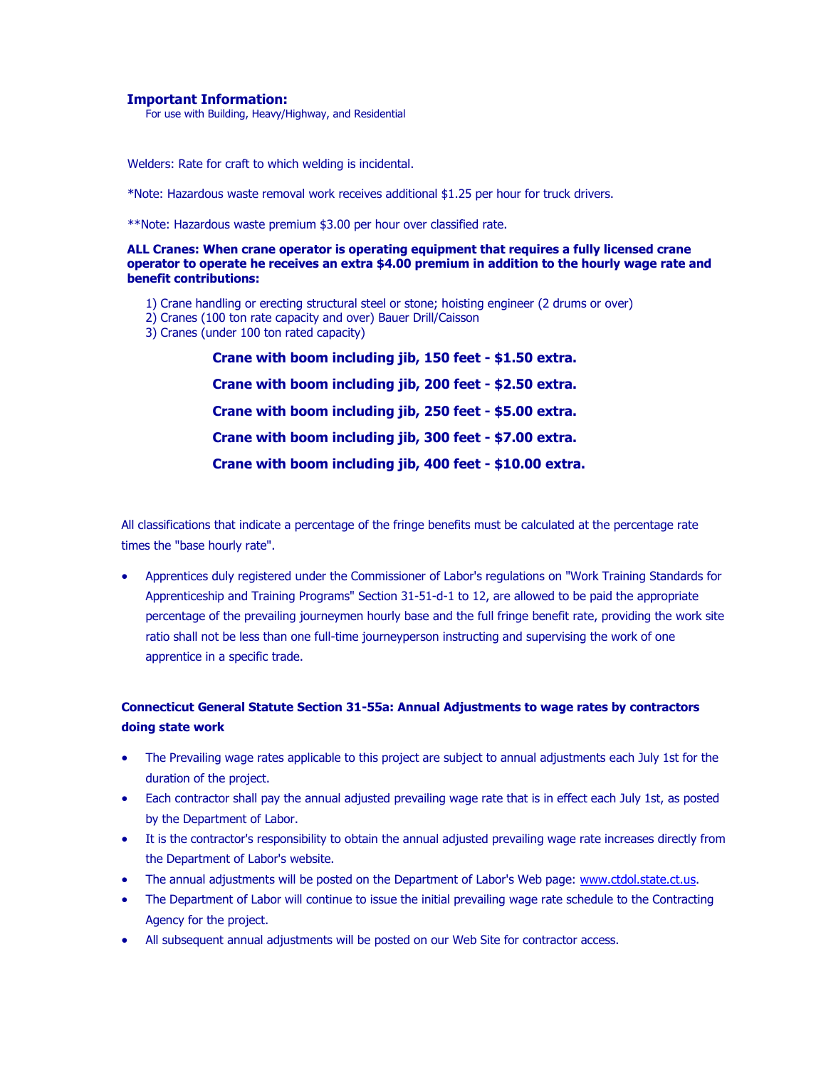### Important Information:

For use with Building, Heavy/Highway, and Residential

Welders: Rate for craft to which welding is incidental.

*Note: Hazardous waste removal work receives additional $1.25 per hour for truck drivers.

**Note: Hazardous waste premium $3.00 per hour over classified rate.

**ALL Cranes: When crane operator is operating equipment that requires a fully licensed crane operator to operate he receives an extra $4.00 premium in addition to the hourly wage rate and benefit contributions:**

1) Crane handling or erecting structural steel or stone; hoisting engineer (2 drums or over)
2) Cranes (100 ton rate capacity and over) Bauer Drill/Caisson
3) Cranes (under 100 ton rated capacity)

**Crane with boom including jib, 150 feet - $1.50 extra.**

**Crane with boom including jib, 200 feet - $2.50 extra.**

**Crane with boom including jib, 250 feet - $5.00 extra.**

**Crane with boom including jib, 300 feet - $7.00 extra.**

**Crane with boom including jib, 400 feet - $10.00 extra.**

All classifications that indicate a percentage of the fringe benefits must be calculated at the percentage rate times the "base hourly rate".

- Apprentices duly registered under the Commissioner of Labor's regulations on "Work Training Standards for Apprenticeship and Training Programs" Section 31-51-d-1 to 12, are allowed to be paid the appropriate percentage of the prevailing journeymen hourly base and the full fringe benefit rate, providing the work site ratio shall not be less than one full-time journeyperson instructing and supervising the work of one apprentice in a specific trade.

**Connecticut General Statute Section 31-55a: Annual Adjustments to wage rates by contractors doing state work**

- The Prevailing wage rates applicable to this project are subject to annual adjustments each July 1st for the duration of the project.
- Each contractor shall pay the annual adjusted prevailing wage rate that is in effect each July 1st, as posted by the Department of Labor.
- It is the contractor's responsibility to obtain the annual adjusted prevailing wage rate increases directly from the Department of Labor's website.
- The annual adjustments will be posted on the Department of Labor's Web page: www.ctdol.state.ct.us.
- The Department of Labor will continue to issue the initial prevailing wage rate schedule to the Contracting Agency for the project.
- All subsequent annual adjustments will be posted on our Web Site for contractor access.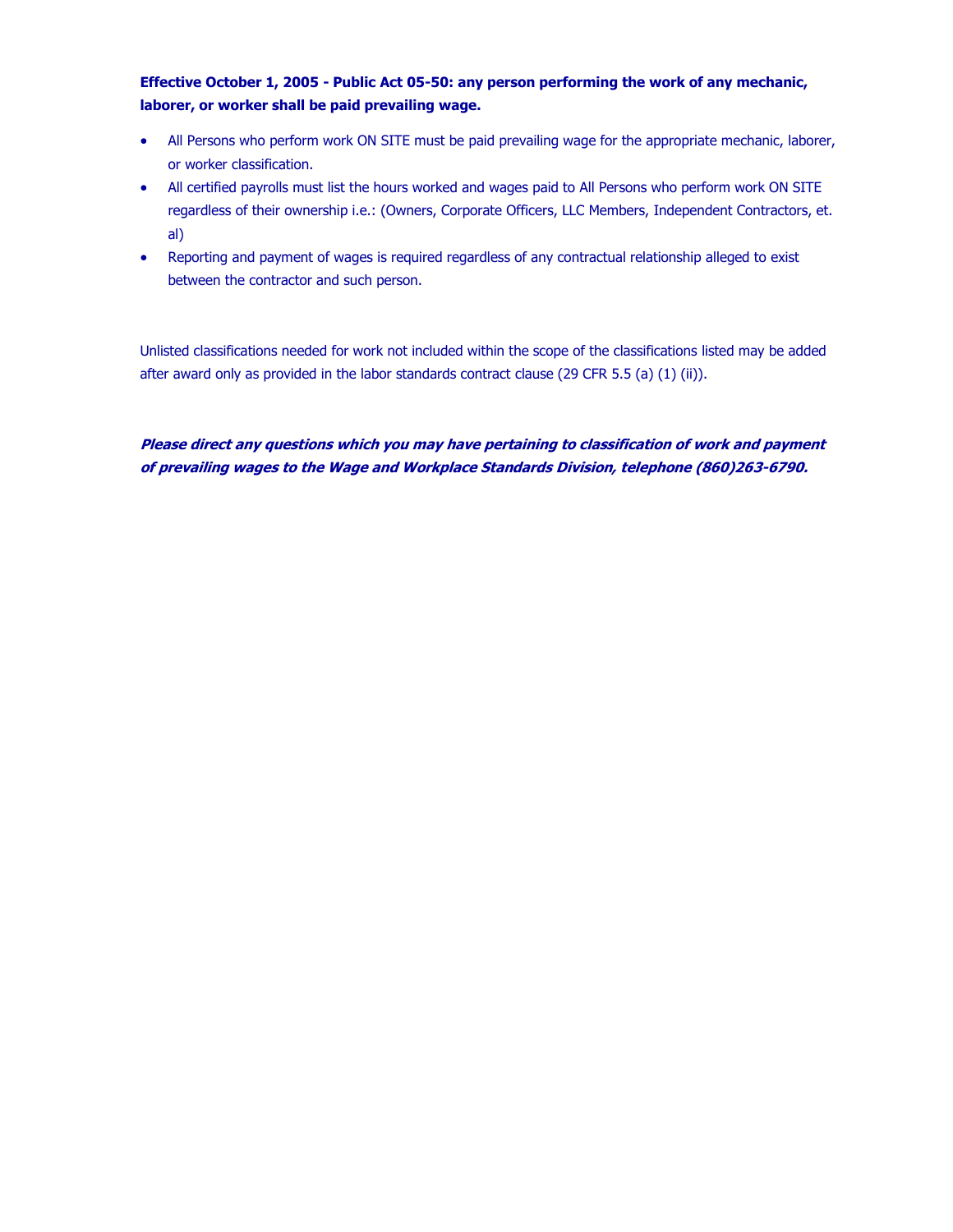**Effective October 1, 2005 - Public Act 05-50: any person performing the work of any mechanic, laborer, or worker shall be paid prevailing wage.**

- All Persons who perform work ON SITE must be paid prevailing wage for the appropriate mechanic, laborer, or worker classification.
- All certified payrolls must list the hours worked and wages paid to All Persons who perform work ON SITE regardless of their ownership i.e.: (Owners, Corporate Officers, LLC Members, Independent Contractors, et. al)
- Reporting and payment of wages is required regardless of any contractual relationship alleged to exist between the contractor and such person.

Unlisted classifications needed for work not included within the scope of the classifications listed may be added after award only as provided in the labor standards contract clause (29 CFR 5.5 (a) (1) (ii)).

***Please direct any questions which you may have pertaining to classification of work and payment of prevailing wages to the Wage and Workplace Standards Division, telephone (860)263-6790.***